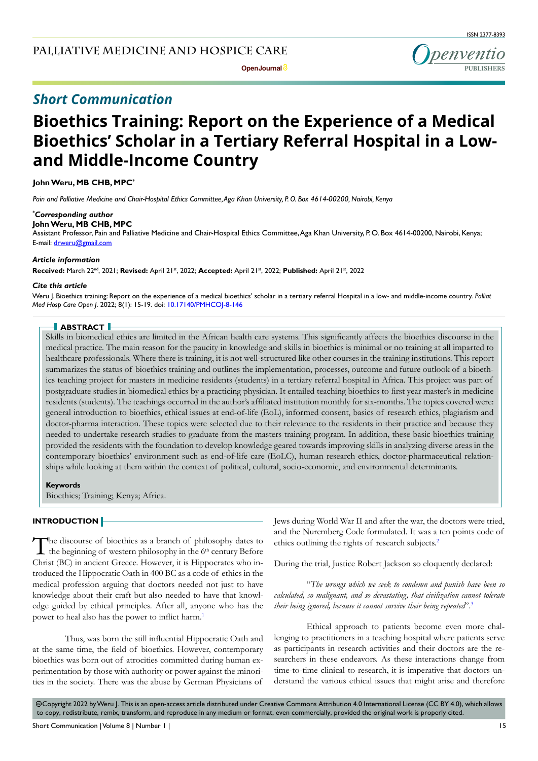## Short Communication

# Bioethics Training: Report on the Experience of a Medical Bioethics' Scholar in a Tertiary Referral Hospital in a Low- and Middle-Income Country

**John Weru, MB CHB, MPC***

*Pain and Palliative Medicine and Chair-Hospital Ethics Committee, Aga Khan University, P. O. Box 4614-00200, Nairobi, Kenya*

***Corresponding author***
**John Weru, MB CHB, MPC**
Assistant Professor, Pain and Palliative Medicine and Chair-Hospital Ethics Committee, Aga Khan University, P. O. Box 4614-00200, Nairobi, Kenya;
E-mail: drweru@gmail.com

***Article information***
**Received:** March 22nd, 2021; **Revised:** April 21st, 2022; **Accepted:** April 21st, 2022; **Published:** April 21st, 2022

***Cite this article***
Weru J. Bioethics training: Report on the experience of a medical bioethics' scholar in a tertiary referral Hospital in a low- and middle-income country. *Palliat Med Hosp Care Open J*. 2022; 8(1): 15-19. doi: 10.17140/PMHCOJ-8-146

## ABSTRACT

Skills in biomedical ethics are limited in the African health care systems. This significantly affects the bioethics discourse in the medical practice. The main reason for the paucity in knowledge and skills in bioethics is minimal or no training at all imparted to healthcare professionals. Where there is training, it is not well-structured like other courses in the training institutions. This report summarizes the status of bioethics training and outlines the implementation, processes, outcome and future outlook of a bioethics teaching project for masters in medicine residents (students) in a tertiary referral hospital in Africa. This project was part of postgraduate studies in biomedical ethics by a practicing physician. It entailed teaching bioethics to first year master's in medicine residents (students). The teachings occurred in the author's affiliated institution monthly for six-months. The topics covered were: general introduction to bioethics, ethical issues at end-of-life (EoL), informed consent, basics of research ethics, plagiarism and doctor-pharma interaction. These topics were selected due to their relevance to the residents in their practice and because they needed to undertake research studies to graduate from the masters training program. In addition, these basic bioethics training provided the residents with the foundation to develop knowledge geared towards improving skills in analyzing diverse areas in the contemporary bioethics' environment such as end-of-life care (EoLC), human research ethics, doctor-pharmaceutical relationships while looking at them within the context of political, cultural, socio-economic, and environmental determinants.

**Keywords**
Bioethics; Training; Kenya; Africa.

## INTRODUCTION

The discourse of bioethics as a branch of philosophy dates to the beginning of western philosophy in the 6th century Before Christ (BC) in ancient Greece. However, it is Hippocrates who introduced the Hippocratic Oath in 400 BC as a code of ethics in the medical profession arguing that doctors needed not just to have knowledge about their craft but also needed to have that knowledge guided by ethical principles. After all, anyone who has the power to heal also has the power to inflict harm.[1]

Thus, was born the still influential Hippocratic Oath and at the same time, the field of bioethics. However, contemporary bioethics was born out of atrocities committed during human experimentation by those with authority or power against the minorities in the society. There was the abuse by German Physicians of Jews during World War II and after the war, the doctors were tried, and the Nuremberg Code formulated. It was a ten points code of ethics outlining the rights of research subjects.[2]

During the trial, Justice Robert Jackson so eloquently declared:

> "*The wrongs which we seek to condemn and punish have been so calculated, so malignant, and so devastating, that civilization cannot tolerate their being ignored, because it cannot survive their being repeated*".[3]

Ethical approach to patients become even more challenging to practitioners in a teaching hospital where patients serve as participants in research activities and their doctors are the researchers in these endeavors. As these interactions change from time-to-time clinical to research, it is imperative that doctors understand the various ethical issues that might arise and therefore

©Copyright 2022 by Weru J. This is an open-access article distributed under Creative Commons Attribution 4.0 International License (CC BY 4.0), which allows to copy, redistribute, remix, transform, and reproduce in any medium or format, even commercially, provided the original work is properly cited.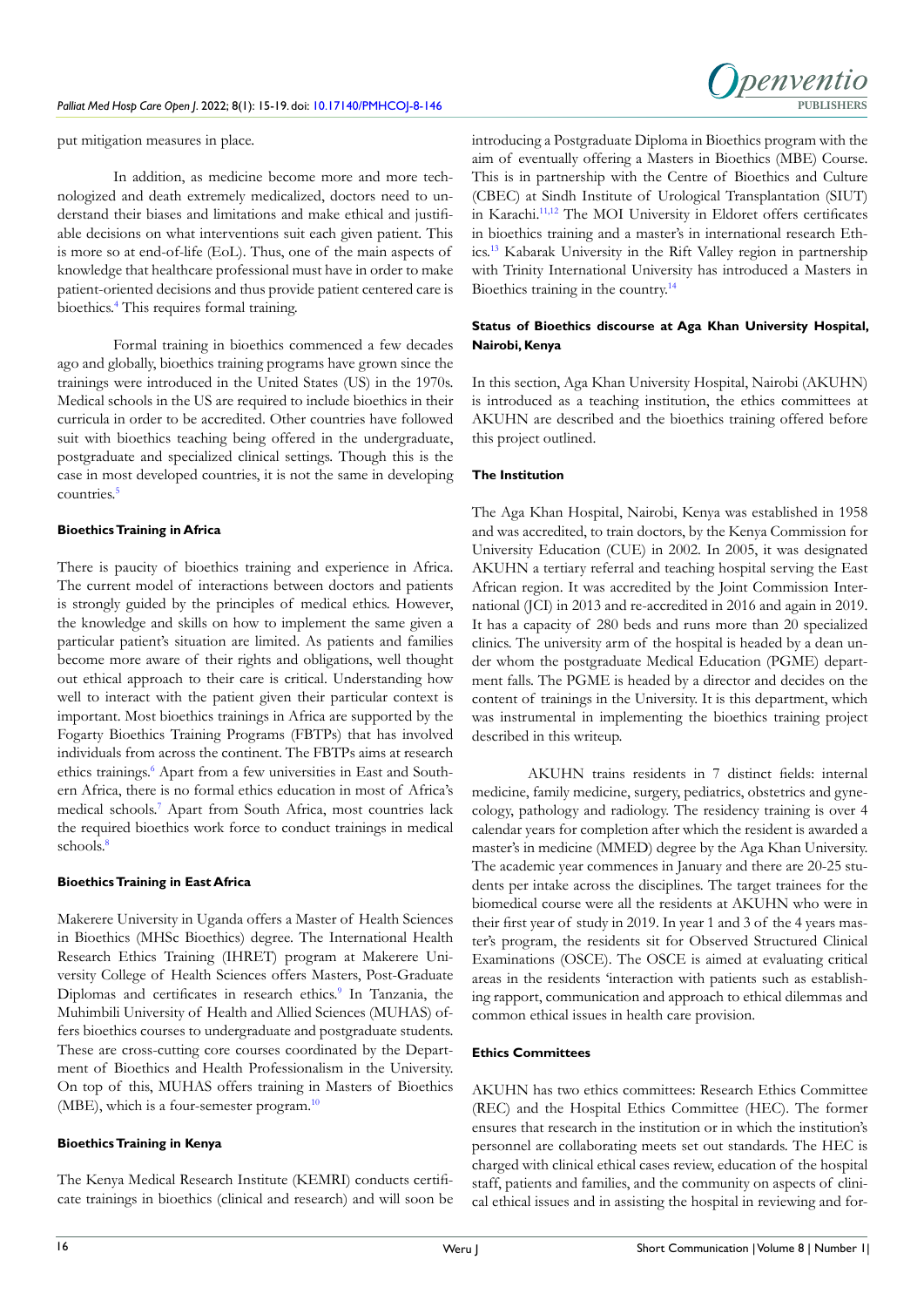put mitigation measures in place.

In addition, as medicine become more and more technologized and death extremely medicalized, doctors need to understand their biases and limitations and make ethical and justifiable decisions on what interventions suit each given patient. This is more so at end-of-life (EoL). Thus, one of the main aspects of knowledge that healthcare professional must have in order to make patient-oriented decisions and thus provide patient centered care is bioethics.[4] This requires formal training.

Formal training in bioethics commenced a few decades ago and globally, bioethics training programs have grown since the trainings were introduced in the United States (US) in the 1970s. Medical schools in the US are required to include bioethics in their curricula in order to be accredited. Other countries have followed suit with bioethics teaching being offered in the undergraduate, postgraduate and specialized clinical settings. Though this is the case in most developed countries, it is not the same in developing countries.[5]

#### Bioethics Training in Africa

There is paucity of bioethics training and experience in Africa. The current model of interactions between doctors and patients is strongly guided by the principles of medical ethics. However, the knowledge and skills on how to implement the same given a particular patient's situation are limited. As patients and families become more aware of their rights and obligations, well thought out ethical approach to their care is critical. Understanding how well to interact with the patient given their particular context is important. Most bioethics trainings in Africa are supported by the Fogarty Bioethics Training Programs (FBTPs) that has involved individuals from across the continent. The FBTPs aims at research ethics trainings.[6] Apart from a few universities in East and Southern Africa, there is no formal ethics education in most of Africa's medical schools.[7] Apart from South Africa, most countries lack the required bioethics work force to conduct trainings in medical schools.[8]

#### Bioethics Training in East Africa

Makerere University in Uganda offers a Master of Health Sciences in Bioethics (MHSc Bioethics) degree. The International Health Research Ethics Training (IHRET) program at Makerere University College of Health Sciences offers Masters, Post-Graduate Diplomas and certificates in research ethics.[9] In Tanzania, the Muhimbili University of Health and Allied Sciences (MUHAS) offers bioethics courses to undergraduate and postgraduate students. These are cross-cutting core courses coordinated by the Department of Bioethics and Health Professionalism in the University. On top of this, MUHAS offers training in Masters of Bioethics (MBE), which is a four-semester program.[10]

#### Bioethics Training in Kenya

The Kenya Medical Research Institute (KEMRI) conducts certificate trainings in bioethics (clinical and research) and will soon be introducing a Postgraduate Diploma in Bioethics program with the aim of eventually offering a Masters in Bioethics (MBE) Course. This is in partnership with the Centre of Bioethics and Culture (CBEC) at Sindh Institute of Urological Transplantation (SIUT) in Karachi.[11,12] The MOI University in Eldoret offers certificates in bioethics training and a master's in international research Ethics.[13] Kabarak University in the Rift Valley region in partnership with Trinity International University has introduced a Masters in Bioethics training in the country.[14]

### Status of Bioethics discourse at Aga Khan University Hospital, Nairobi, Kenya

In this section, Aga Khan University Hospital, Nairobi (AKUHN) is introduced as a teaching institution, the ethics committees at AKUHN are described and the bioethics training offered before this project outlined.

#### The Institution

The Aga Khan Hospital, Nairobi, Kenya was established in 1958 and was accredited, to train doctors, by the Kenya Commission for University Education (CUE) in 2002. In 2005, it was designated AKUHN a tertiary referral and teaching hospital serving the East African region. It was accredited by the Joint Commission International (JCI) in 2013 and re-accredited in 2016 and again in 2019. It has a capacity of 280 beds and runs more than 20 specialized clinics. The university arm of the hospital is headed by a dean under whom the postgraduate Medical Education (PGME) department falls. The PGME is headed by a director and decides on the content of trainings in the University. It is this department, which was instrumental in implementing the bioethics training project described in this writeup.

AKUHN trains residents in 7 distinct fields: internal medicine, family medicine, surgery, pediatrics, obstetrics and gynecology, pathology and radiology. The residency training is over 4 calendar years for completion after which the resident is awarded a master's in medicine (MMED) degree by the Aga Khan University. The academic year commences in January and there are 20-25 students per intake across the disciplines. The target trainees for the biomedical course were all the residents at AKUHN who were in their first year of study in 2019. In year 1 and 3 of the 4 years master's program, the residents sit for Observed Structured Clinical Examinations (OSCE). The OSCE is aimed at evaluating critical areas in the residents 'interaction with patients such as establishing rapport, communication and approach to ethical dilemmas and common ethical issues in health care provision.

#### Ethics Committees

AKUHN has two ethics committees: Research Ethics Committee (REC) and the Hospital Ethics Committee (HEC). The former ensures that research in the institution or in which the institution's personnel are collaborating meets set out standards. The HEC is charged with clinical ethical cases review, education of the hospital staff, patients and families, and the community on aspects of clinical ethical issues and in assisting the hospital in reviewing and for-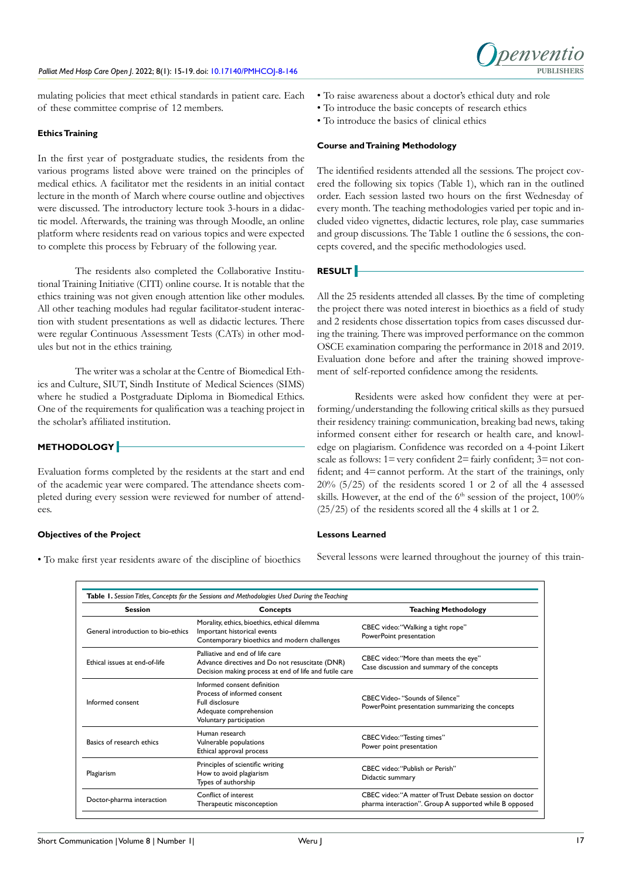mulating policies that meet ethical standards in patient care. Each of these committee comprise of 12 members.

### Ethics Training

In the first year of postgraduate studies, the residents from the various programs listed above were trained on the principles of medical ethics. A facilitator met the residents in an initial contact lecture in the month of March where course outline and objectives were discussed. The introductory lecture took 3-hours in a didactic model. Afterwards, the training was through Moodle, an online platform where residents read on various topics and were expected to complete this process by February of the following year.

The residents also completed the Collaborative Institutional Training Initiative (CITI) online course. It is notable that the ethics training was not given enough attention like other modules. All other teaching modules had regular facilitator-student interaction with student presentations as well as didactic lectures. There were regular Continuous Assessment Tests (CATs) in other modules but not in the ethics training.

The writer was a scholar at the Centre of Biomedical Ethics and Culture, SIUT, Sindh Institute of Medical Sciences (SIMS) where he studied a Postgraduate Diploma in Biomedical Ethics. One of the requirements for qualification was a teaching project in the scholar's affiliated institution.

## METHODOLOGY

Evaluation forms completed by the residents at the start and end of the academic year were compared. The attendance sheets completed during every session were reviewed for number of attendees.

### Objectives of the Project

- To make first year residents aware of the discipline of bioethics
- To raise awareness about a doctor's ethical duty and role
- To introduce the basic concepts of research ethics
- To introduce the basics of clinical ethics

### Course and Training Methodology

The identified residents attended all the sessions. The project covered the following six topics (Table 1), which ran in the outlined order. Each session lasted two hours on the first Wednesday of every month. The teaching methodologies varied per topic and included video vignettes, didactic lectures, role play, case summaries and group discussions. The Table 1 outline the 6 sessions, the concepts covered, and the specific methodologies used.

## RESULT

All the 25 residents attended all classes. By the time of completing the project there was noted interest in bioethics as a field of study and 2 residents chose dissertation topics from cases discussed during the training. There was improved performance on the common OSCE examination comparing the performance in 2018 and 2019. Evaluation done before and after the training showed improvement of self-reported confidence among the residents.

Residents were asked how confident they were at performing/understanding the following critical skills as they pursued their residency training: communication, breaking bad news, taking informed consent either for research or health care, and knowledge on plagiarism. Confidence was recorded on a 4-point Likert scale as follows: 1= very confident 2= fairly confident; 3= not confident; and 4= cannot perform. At the start of the trainings, only 20% (5/25) of the residents scored 1 or 2 of all the 4 assessed skills. However, at the end of the 6th session of the project, 100% (25/25) of the residents scored all the 4 skills at 1 or 2.

### Lessons Learned

Several lessons were learned throughout the journey of this train-

**Table 1.** *Session Titles, Concepts for the Sessions and Methodologies Used During the Teaching*

| Session | Concepts | Teaching Methodology |
|---|---|---|
| General introduction to bio-ethics | Morality, ethics, bioethics, ethical dilemma<br>Important historical events<br>Contemporary bioethics and modern challenges | CBEC video: "Walking a tight rope"<br>PowerPoint presentation |
| Ethical issues at end-of-life | Palliative and end of life care<br>Advance directives and Do not resuscitate (DNR)<br>Decision making process at end of life and futile care | CBEC video: "More than meets the eye"<br>Case discussion and summary of the concepts |
| Informed consent | Informed consent definition<br>Process of informed consent<br>Full disclosure<br>Adequate comprehension<br>Voluntary participation | CBEC Video- "Sounds of Silence"<br>PowerPoint presentation summarizing the concepts |
| Basics of research ethics | Human research<br>Vulnerable populations<br>Ethical approval process | CBEC Video: "Testing times"<br>Power point presentation |
| Plagiarism | Principles of scientific writing<br>How to avoid plagiarism<br>Types of authorship | CBEC video: "Publish or Perish"<br>Didactic summary |
| Doctor-pharma interaction | Conflict of interest<br>Therapeutic misconception | CBEC video: "A matter of Trust Debate session on doctor pharma interaction". Group A supported while B opposed |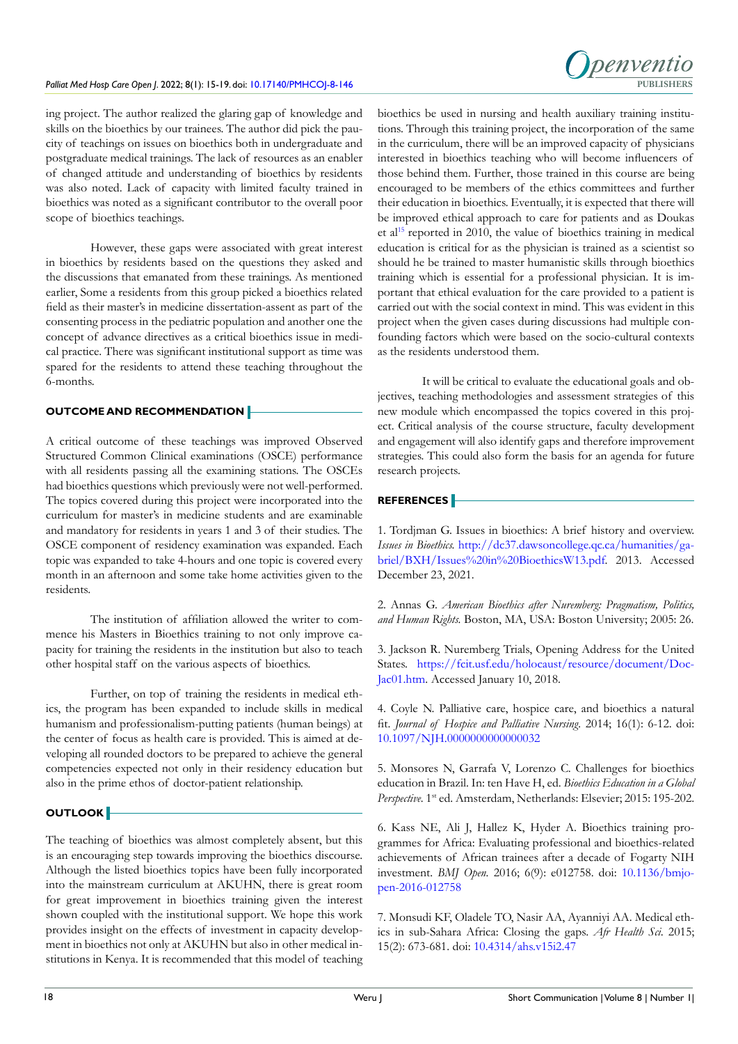ing project. The author realized the glaring gap of knowledge and skills on the bioethics by our trainees. The author did pick the paucity of teachings on issues on bioethics both in undergraduate and postgraduate medical trainings. The lack of resources as an enabler of changed attitude and understanding of bioethics by residents was also noted. Lack of capacity with limited faculty trained in bioethics was noted as a significant contributor to the overall poor scope of bioethics teachings.

However, these gaps were associated with great interest in bioethics by residents based on the questions they asked and the discussions that emanated from these trainings. As mentioned earlier, Some a residents from this group picked a bioethics related field as their master's in medicine dissertation-assent as part of the consenting process in the pediatric population and another one the concept of advance directives as a critical bioethics issue in medical practice. There was significant institutional support as time was spared for the residents to attend these teaching throughout the 6-months.

## OUTCOME AND RECOMMENDATION

A critical outcome of these teachings was improved Observed Structured Common Clinical examinations (OSCE) performance with all residents passing all the examining stations. The OSCEs had bioethics questions which previously were not well-performed. The topics covered during this project were incorporated into the curriculum for master's in medicine students and are examinable and mandatory for residents in years 1 and 3 of their studies. The OSCE component of residency examination was expanded. Each topic was expanded to take 4-hours and one topic is covered every month in an afternoon and some take home activities given to the residents.

The institution of affiliation allowed the writer to commence his Masters in Bioethics training to not only improve capacity for training the residents in the institution but also to teach other hospital staff on the various aspects of bioethics.

Further, on top of training the residents in medical ethics, the program has been expanded to include skills in medical humanism and professionalism-putting patients (human beings) at the center of focus as health care is provided. This is aimed at developing all rounded doctors to be prepared to achieve the general competencies expected not only in their residency education but also in the prime ethos of doctor-patient relationship.

## OUTLOOK

The teaching of bioethics was almost completely absent, but this is an encouraging step towards improving the bioethics discourse. Although the listed bioethics topics have been fully incorporated into the mainstream curriculum at AKUHN, there is great room for great improvement in bioethics training given the interest shown coupled with the institutional support. We hope this work provides insight on the effects of investment in capacity development in bioethics not only at AKUHN but also in other medical institutions in Kenya. It is recommended that this model of teaching bioethics be used in nursing and health auxiliary training institutions. Through this training project, the incorporation of the same in the curriculum, there will be an improved capacity of physicians interested in bioethics teaching who will become influencers of those behind them. Further, those trained in this course are being encouraged to be members of the ethics committees and further their education in bioethics. Eventually, it is expected that there will be improved ethical approach to care for patients and as Doukas et al[15] reported in 2010, the value of bioethics training in medical education is critical for as the physician is trained as a scientist so should he be trained to master humanistic skills through bioethics training which is essential for a professional physician. It is important that ethical evaluation for the care provided to a patient is carried out with the social context in mind. This was evident in this project when the given cases during discussions had multiple confounding factors which were based on the socio-cultural contexts as the residents understood them.

It will be critical to evaluate the educational goals and objectives, teaching methodologies and assessment strategies of this new module which encompassed the topics covered in this project. Critical analysis of the course structure, faculty development and engagement will also identify gaps and therefore improvement strategies. This could also form the basis for an agenda for future research projects.

## REFERENCES

1. Tordjman G. Issues in bioethics: A brief history and overview. *Issues in Bioethics.* http://dc37.dawsoncollege.qc.ca/humanities/gabriel/BXH/Issues%20in%20BioethicsW13.pdf. 2013. Accessed December 23, 2021.

2. Annas G. *American Bioethics after Nuremberg: Pragmatism, Politics, and Human Rights.* Boston, MA, USA: Boston University; 2005: 26.

3. Jackson R. Nuremberg Trials, Opening Address for the United States. https://fcit.usf.edu/holocaust/resource/document/DocJac01.htm. Accessed January 10, 2018.

4. Coyle N. Palliative care, hospice care, and bioethics a natural fit. *Journal of Hospice and Palliative Nursing.* 2014; 16(1): 6-12. doi: 10.1097/NJH.0000000000000032

5. Monsores N, Garrafa V, Lorenzo C. Challenges for bioethics education in Brazil. In: ten Have H, ed. *Bioethics Education in a Global Perspective.* 1st ed. Amsterdam, Netherlands: Elsevier; 2015: 195-202.

6. Kass NE, Ali J, Hallez K, Hyder A. Bioethics training programmes for Africa: Evaluating professional and bioethics-related achievements of African trainees after a decade of Fogarty NIH investment. *BMJ Open.* 2016; 6(9): e012758. doi: 10.1136/bmjopen-2016-012758

7. Monsudi KF, Oladele TO, Nasir AA, Ayanniyi AA. Medical ethics in sub-Sahara Africa: Closing the gaps. *Afr Health Sci.* 2015; 15(2): 673-681. doi: 10.4314/ahs.v15i2.47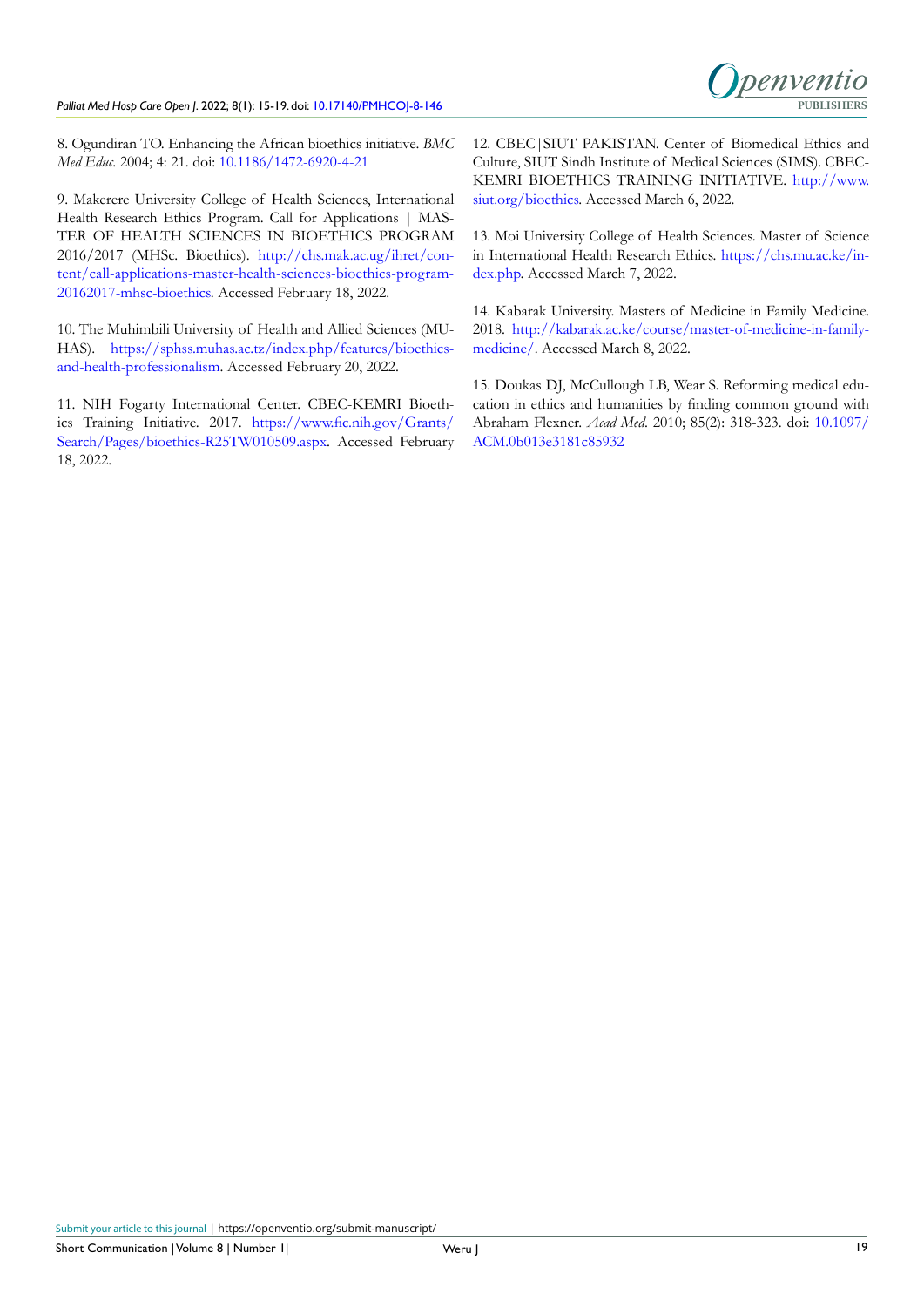8. Ogundiran TO. Enhancing the African bioethics initiative. *BMC Med Educ*. 2004; 4: 21. doi: 10.1186/1472-6920-4-21

9. Makerere University College of Health Sciences, International Health Research Ethics Program. Call for Applications | MASTER OF HEALTH SCIENCES IN BIOETHICS PROGRAM 2016/2017 (MHSc. Bioethics). http://chs.mak.ac.ug/ihret/content/call-applications-master-health-sciences-bioethics-program-20162017-mhsc-bioethics. Accessed February 18, 2022.

10. The Muhimbili University of Health and Allied Sciences (MUHAS). https://sphss.muhas.ac.tz/index.php/features/bioethics-and-health-professionalism. Accessed February 20, 2022.

11. NIH Fogarty International Center. CBEC-KEMRI Bioethics Training Initiative. 2017. https://www.fic.nih.gov/Grants/Search/Pages/bioethics-R25TW010509.aspx. Accessed February 18, 2022.

12. CBEC|SIUT PAKISTAN. Center of Biomedical Ethics and Culture, SIUT Sindh Institute of Medical Sciences (SIMS). CBEC-KEMRI BIOETHICS TRAINING INITIATIVE. http://www.siut.org/bioethics. Accessed March 6, 2022.

13. Moi University College of Health Sciences. Master of Science in International Health Research Ethics. https://chs.mu.ac.ke/index.php. Accessed March 7, 2022.

14. Kabarak University. Masters of Medicine in Family Medicine. 2018. http://kabarak.ac.ke/course/master-of-medicine-in-family-medicine/. Accessed March 8, 2022.

15. Doukas DJ, McCullough LB, Wear S. Reforming medical education in ethics and humanities by finding common ground with Abraham Flexner. *Acad Med*. 2010; 85(2): 318-323. doi: 10.1097/ACM.0b013e3181c85932